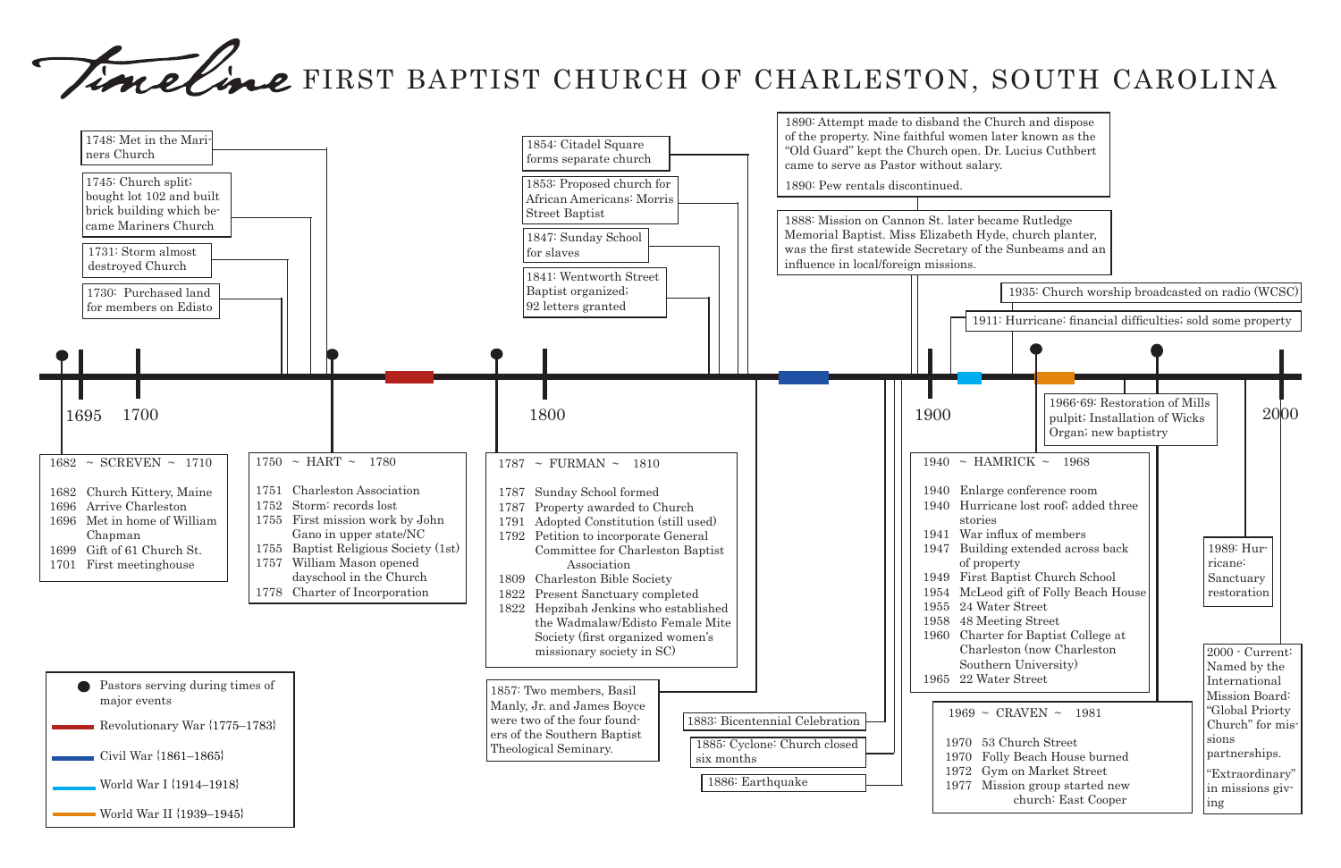# Timeline FIRST BAPTIST CHURCH OF CHARLESTON, SOUTH CAROLINA

1748: Met in the Mariners Church

1745: Church split; bought lot 102 and built brick building which became Mariners Church

1731: Storm almost destroyed Church

1730: Purchased land for members on Edisto

1854: Citadel Square forms separate church

1853: Proposed church for African Americans: Morris Street Baptist

1847: Sunday School for slaves

1841: Wentworth Street Baptist organized; 92 letters granted

1890: Attempt made to disband the Church and dispose of the property. Nine faithful women later known as the "Old Guard" kept the Church open. Dr. Lucius Cuthbert came to serve as Pastor without salary.

1890: Pew rentals discontinued.

1888: Mission on Cannon St. later became Rutledge Memorial Baptist. Miss Elizabeth Hyde, church planter, was the first statewide Secretary of the Sunbeams and an influence in local/foreign missions.

1935: Church worship broadcasted on radio (WCSC)

1911: Hurricane: financial difficulties; sold some property

1695 | 1700 | 1800 | 1900 | 2000

1966-69: Restoration of Mills pulpit; Installation of Wicks Organ; new baptistry

### 1682 ~ SCREVEN ~ 1710

- 1682 Church Kittery, Maine
- 1696 Arrive Charleston
- 1696 Met in home of William Chapman
- 1699 Gift of 61 Church St.
- 1701 First meetinghouse

### 1750 ~ HART ~ 1780

- 1751 Charleston Association
- 1752 Storm: records lost
- 1755 First mission work by John Gano in upper state/NC
- 1755 Baptist Religious Society (1st)
- 1757 William Mason opened dayschool in the Church
- 1778 Charter of Incorporation

### 1787 ~ FURMAN ~ 1810

- 1787 Sunday School formed
- 1787 Property awarded to Church
- 1791 Adopted Constitution (still used)
- 1792 Petition to incorporate General Committee for Charleston Baptist Association
- 1809 Charleston Bible Society
- 1822 Present Sanctuary completed
- 1822 Hepzibah Jenkins who established the Wadmalaw/Edisto Female Mite Society (first organized women's missionary society in SC)

### 1940 ~ HAMRICK ~ 1968

- 1940 Enlarge conference room
- 1940 Hurricane lost roof; added three stories
- 1941 War influx of members
- 1947 Building extended across back of property
- 1949 First Baptist Church School
- 1954 McLeod gift of Folly Beach House
- 1955 24 Water Street
- 1958 48 Meeting Street
- 1960 Charter for Baptist College at Charleston (now Charleston Southern University)
- 1965 22 Water Street

1989: Hurricane: Sanctuary restoration

1857: Two members, Basil Manly, Jr. and James Boyce were two of the four founders of the Southern Baptist Theological Seminary.

1883: Bicentennial Celebration

1885: Cyclone: Church closed six months

1886: Earthquake

### 1969 ~ CRAVEN ~ 1981

- 1970 53 Church Street
- 1970 Folly Beach House burned
- 1972 Gym on Market Street
- 1977 Mission group started new church: East Cooper

2000 - Current: Named by the International Mission Board: "Global Priorty Church" for missions partnerships.

"Extraordinary" in missions giving

**Legend:**

- ● Pastors serving during times of major events
- Revolutionary War {1775–1783}
- Civil War {1861–1865}
- World War I {1914–1918}
- World War II {1939–1945}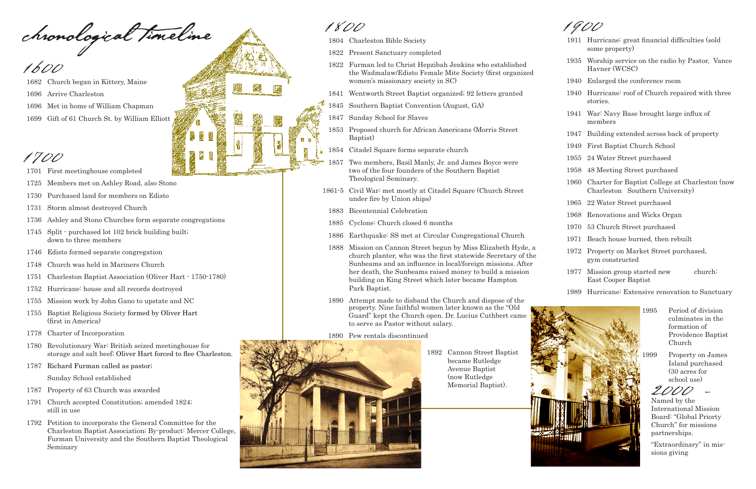# chronological timeline

## 1600

1682 Church began in Kittery, Maine

1696 Arrive Charleston

1696 Met in home of William Chapman

1699 Gift of 61 Church St. by William Elliott

## 1700

1701 First meetinghouse completed

1725 Members met on Ashley Road, also Stono

1730 Purchased land for members on Edisto

1731 Storm almost destroyed Church

1736 Ashley and Stono Churches form separate congregations

1745 Split - purchased lot 102 brick building built; down to three members

1746 Edisto formed separate congregation

1748 Church was held in Mariners Church

1751 Charleston Baptist Association (Oliver Hart - 1750-1780)

1752 Hurricane: house and all records destroyed

1755 Mission work by John Gano to upstate and NC

1755 Baptist Religious Society formed by Oliver Hart (first in America)

1778 Charter of Incorporation

1780 Revolutionary War: British seized meetinghouse for storage and salt beef; Oliver Hart forced to flee Charleston.

1787 Richard Furman called as pastor;

Sunday School established

1787 Property of 63 Church was awarded

1791 Church accepted Constitution; amended 1824; still in use

1792 Petition to incorporate the General Committee for the Charleston Baptist Association; By-product: Mercer College, Furman University and the Southern Baptist Theological Seminary

## 1800

1804 Charleston Bible Society

1822 Present Sanctuary completed

1822 Furman led to Christ Hepzibah Jenkins who established the Wadmalaw/Edisto Female Mite Society (first organized women's missionary society in SC)

1841 Wentworth Street Baptist organized; 92 letters granted

1845 Southern Baptist Convention (August, GA)

1847 Sunday School for Slaves

1853 Proposed church for African Americans (Morris Street Baptist)

1854 Citadel Square forms separate church

1857 Two members, Basil Manly, Jr. and James Boyce were two of the four founders of the Southern Baptist Theological Seminary.

1861-5 Civil War: met mostly at Citadel Square (Church Street under fire by Union ships)

1883 Bicentennial Celebration

1885 Cyclone: Church closed 6 months

1886 Earthquake: SS met at Circular Congregational Church

1888 Mission on Cannon Street begun by Miss Elizabeth Hyde, a church planter, who was the first statewide Secretary of the Sunbeams and an influence in local/foreign missions. After her death, the Sunbeams raised money to build a mission building on King Street which later became Hampton Park Baptist.

1890 Attempt made to disband the Church and dispose of the property. Nine faithful women later known as the "Old Guard" kept the Church open. Dr. Lucius Cuthbert came to serve as Pastor without salary.

1890 Pew rentals discontinued

1892 Cannon Street Baptist became Rutledge Avenue Baptist (now Rutledge Memorial Baptist).

## 1900

1911 Hurricane: great financial difficulties (sold some property)

1935 Worship service on the radio by Pastor, Vance Havner (WCSC)

1940 Enlarged the conference room

1940 Hurricane: roof of Church repaired with three stories.

1941 War: Navy Base brought large influx of members

1947 Building extended across back of property

1949 First Baptist Church School

1955 24 Water Street purchased

1958 48 Meeting Street purchased

1960 Charter for Baptist College at Charleston (now Charleston Southern University)

1965 22 Water Street purchased

1968 Renovations and Wicks Organ

1970 53 Church Street purchased

1971 Beach house burned, then rebuilt

1972 Property on Market Street purchased, gym constructed

1977 Mission group started new church: East Cooper Baptist

1989 Hurricane: Extensive renovation to Sanctuary

1995 Period of division culminates in the formation of Providence Baptist Church

1999 Property on James Island purchased (30 acres for school use)

## 2000 –

Named by the International Mission Board: "Global Priorty Church" for missions partnerships.

"Extraordinary" in missions giving